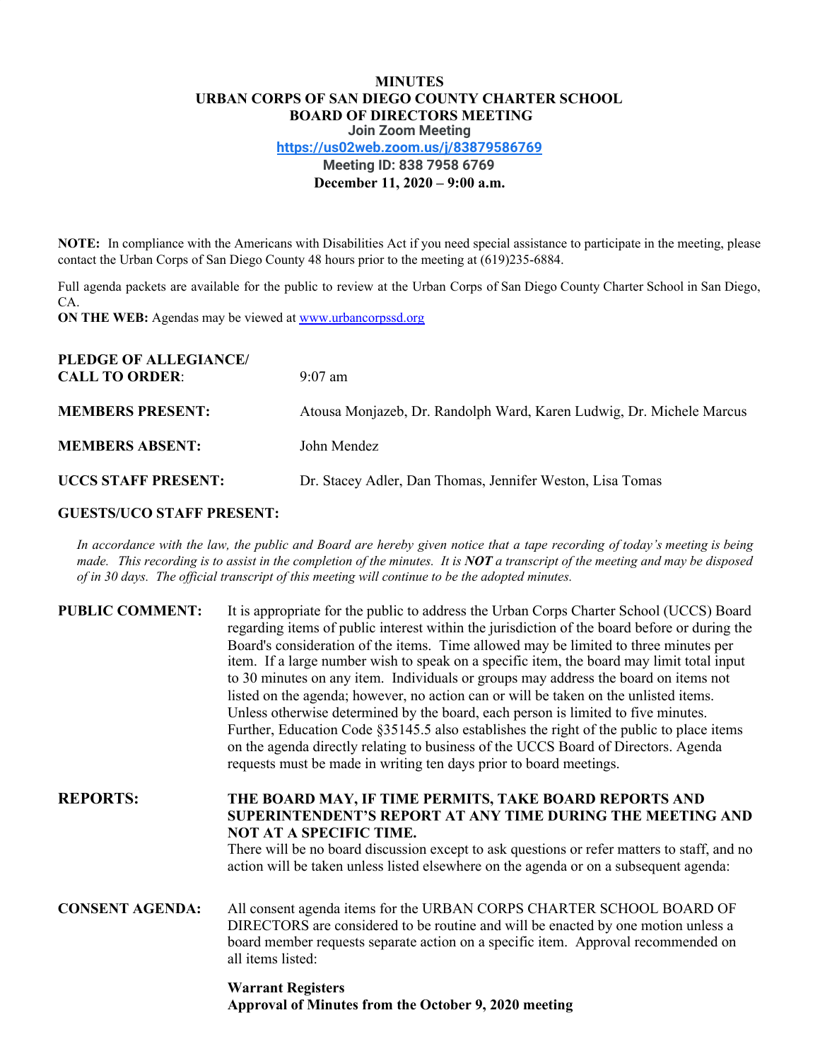**MINUTES**
**URBAN CORPS OF SAN DIEGO COUNTY CHARTER SCHOOL**
**BOARD OF DIRECTORS MEETING**
**Join Zoom Meeting**
**https://us02web.zoom.us/j/83879586769**
**Meeting ID: 838 7958 6769**
**December 11, 2020 – 9:00 a.m.**

**NOTE:** In compliance with the Americans with Disabilities Act if you need special assistance to participate in the meeting, please contact the Urban Corps of San Diego County 48 hours prior to the meeting at (619)235-6884.

Full agenda packets are available for the public to review at the Urban Corps of San Diego County Charter School in San Diego, CA.

**ON THE WEB:** Agendas may be viewed at www.urbancorpssd.org

**PLEDGE OF ALLEGIANCE/ CALL TO ORDER**: 9:07 am

**MEMBERS PRESENT:** Atousa Monjazeb, Dr. Randolph Ward, Karen Ludwig, Dr. Michele Marcus

**MEMBERS ABSENT:** John Mendez

**UCCS STAFF PRESENT:** Dr. Stacey Adler, Dan Thomas, Jennifer Weston, Lisa Tomas

**GUESTS/UCO STAFF PRESENT:**

*In accordance with the law, the public and Board are hereby given notice that a tape recording of today's meeting is being made. This recording is to assist in the completion of the minutes. It is **NOT** a transcript of the meeting and may be disposed of in 30 days. The official transcript of this meeting will continue to be the adopted minutes.*

**PUBLIC COMMENT:** It is appropriate for the public to address the Urban Corps Charter School (UCCS) Board regarding items of public interest within the jurisdiction of the board before or during the Board's consideration of the items. Time allowed may be limited to three minutes per item. If a large number wish to speak on a specific item, the board may limit total input to 30 minutes on any item. Individuals or groups may address the board on items not listed on the agenda; however, no action can or will be taken on the unlisted items. Unless otherwise determined by the board, each person is limited to five minutes. Further, Education Code §35145.5 also establishes the right of the public to place items on the agenda directly relating to business of the UCCS Board of Directors. Agenda requests must be made in writing ten days prior to board meetings.

**REPORTS:** **THE BOARD MAY, IF TIME PERMITS, TAKE BOARD REPORTS AND SUPERINTENDENT'S REPORT AT ANY TIME DURING THE MEETING AND NOT AT A SPECIFIC TIME.**
There will be no board discussion except to ask questions or refer matters to staff, and no action will be taken unless listed elsewhere on the agenda or on a subsequent agenda:

**CONSENT AGENDA:** All consent agenda items for the URBAN CORPS CHARTER SCHOOL BOARD OF DIRECTORS are considered to be routine and will be enacted by one motion unless a board member requests separate action on a specific item. Approval recommended on all items listed:

**Warrant Registers**
**Approval of Minutes from the October 9, 2020 meeting**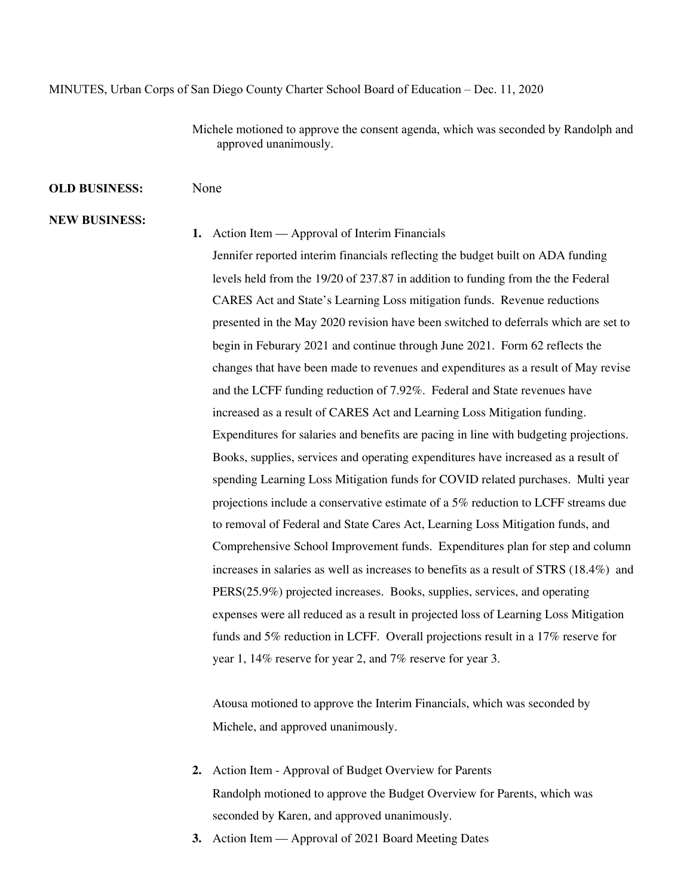MINUTES, Urban Corps of San Diego County Charter School Board of Education – Dec. 11, 2020

Michele motioned to approve the consent agenda, which was seconded by Randolph and approved unanimously.

**OLD BUSINESS:** None

**NEW BUSINESS:**

1. Action Item — Approval of Interim Financials

   Jennifer reported interim financials reflecting the budget built on ADA funding levels held from the 19/20 of 237.87 in addition to funding from the the Federal CARES Act and State's Learning Loss mitigation funds. Revenue reductions presented in the May 2020 revision have been switched to deferrals which are set to begin in Feburary 2021 and continue through June 2021. Form 62 reflects the changes that have been made to revenues and expenditures as a result of May revise and the LCFF funding reduction of 7.92%. Federal and State revenues have increased as a result of CARES Act and Learning Loss Mitigation funding. Expenditures for salaries and benefits are pacing in line with budgeting projections. Books, supplies, services and operating expenditures have increased as a result of spending Learning Loss Mitigation funds for COVID related purchases. Multi year projections include a conservative estimate of a 5% reduction to LCFF streams due to removal of Federal and State Cares Act, Learning Loss Mitigation funds, and Comprehensive School Improvement funds. Expenditures plan for step and column increases in salaries as well as increases to benefits as a result of STRS (18.4%) and PERS(25.9%) projected increases. Books, supplies, services, and operating expenses were all reduced as a result in projected loss of Learning Loss Mitigation funds and 5% reduction in LCFF. Overall projections result in a 17% reserve for year 1, 14% reserve for year 2, and 7% reserve for year 3.

   Atousa motioned to approve the Interim Financials, which was seconded by Michele, and approved unanimously.

2. Action Item - Approval of Budget Overview for Parents

   Randolph motioned to approve the Budget Overview for Parents, which was seconded by Karen, and approved unanimously.

3. Action Item — Approval of 2021 Board Meeting Dates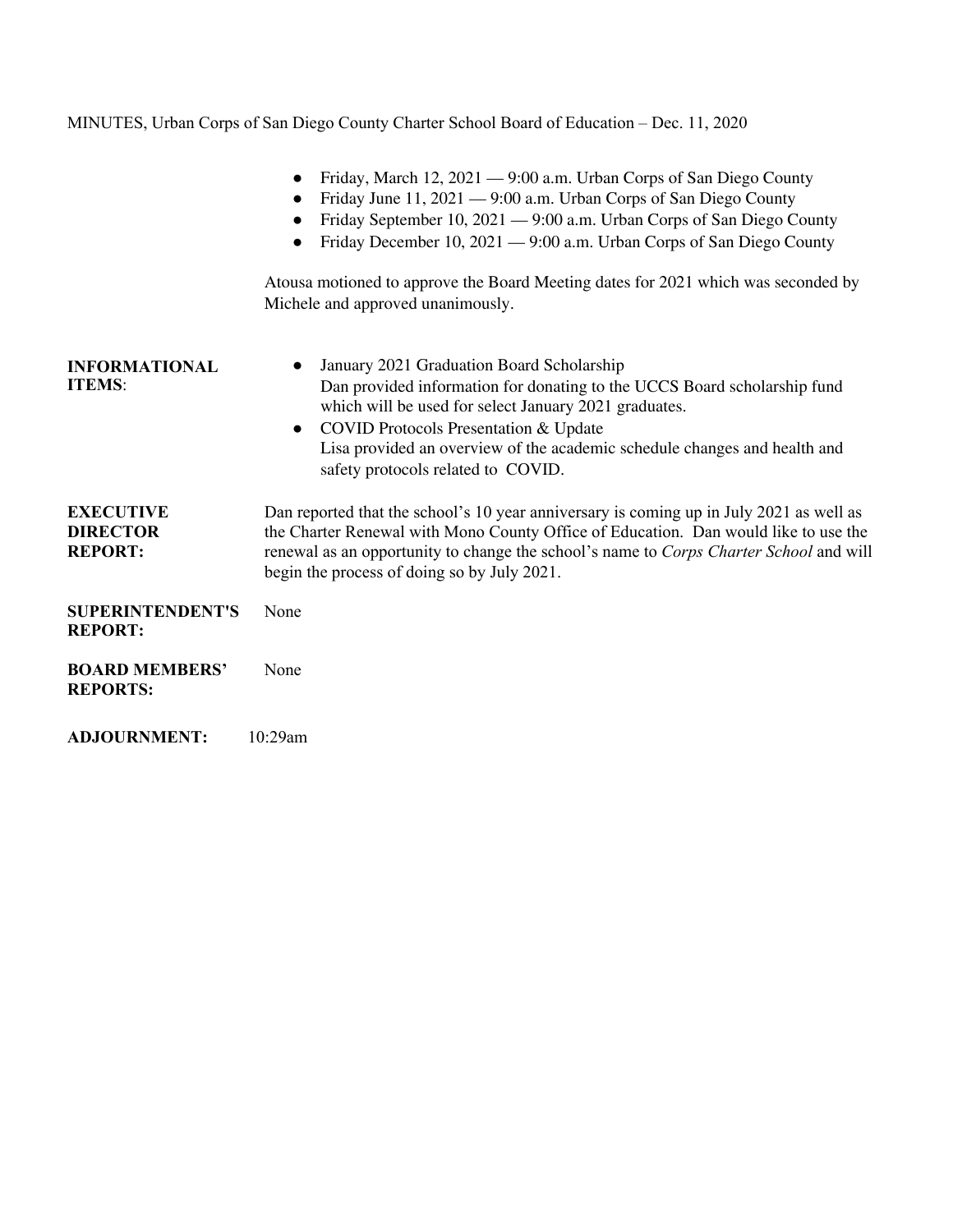- Friday, March 12, 2021 — 9:00 a.m. Urban Corps of San Diego County
- Friday June 11, 2021 — 9:00 a.m. Urban Corps of San Diego County
- Friday September 10, 2021 — 9:00 a.m. Urban Corps of San Diego County
- Friday December 10, 2021 — 9:00 a.m. Urban Corps of San Diego County

Atousa motioned to approve the Board Meeting dates for 2021 which was seconded by Michele and approved unanimously.

**INFORMATIONAL ITEMS**:

- January 2021 Graduation Board Scholarship
  Dan provided information for donating to the UCCS Board scholarship fund which will be used for select January 2021 graduates.
- COVID Protocols Presentation & Update
  Lisa provided an overview of the academic schedule changes and health and safety protocols related to COVID.

**EXECUTIVE DIRECTOR REPORT:**

Dan reported that the school's 10 year anniversary is coming up in July 2021 as well as the Charter Renewal with Mono County Office of Education. Dan would like to use the renewal as an opportunity to change the school's name to *Corps Charter School* and will begin the process of doing so by July 2021.

**SUPERINTENDENT'S REPORT:** None

**BOARD MEMBERS' REPORTS:** None

**ADJOURNMENT:** 10:29am